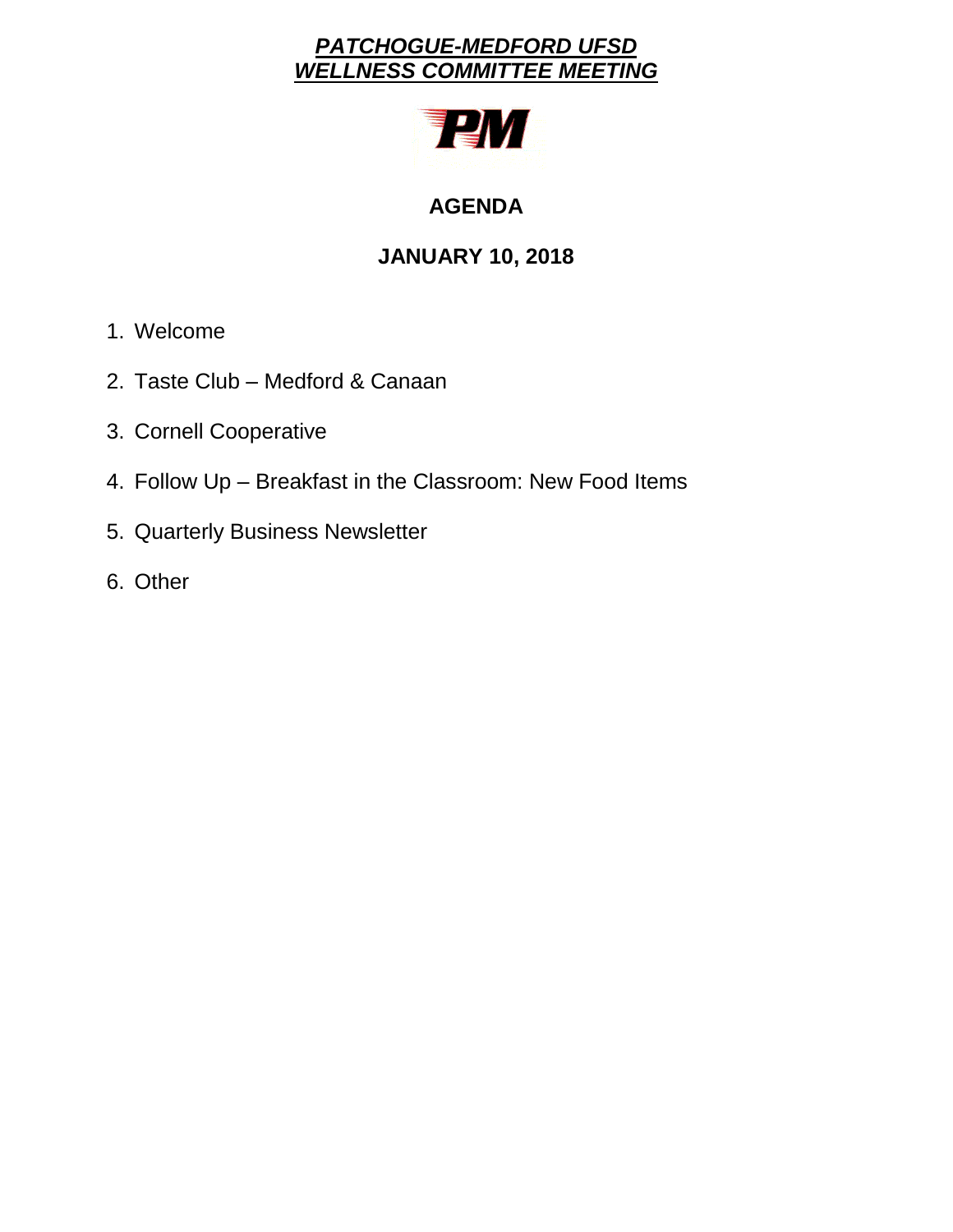# ***PATCHOGUE-MEDFORD UFSD***
# ***WELLNESS COMMITTEE MEETING***

## AGENDA

## JANUARY 10, 2018

1. Welcome
2. Taste Club – Medford & Canaan
3. Cornell Cooperative
4. Follow Up – Breakfast in the Classroom: New Food Items
5. Quarterly Business Newsletter
6. Other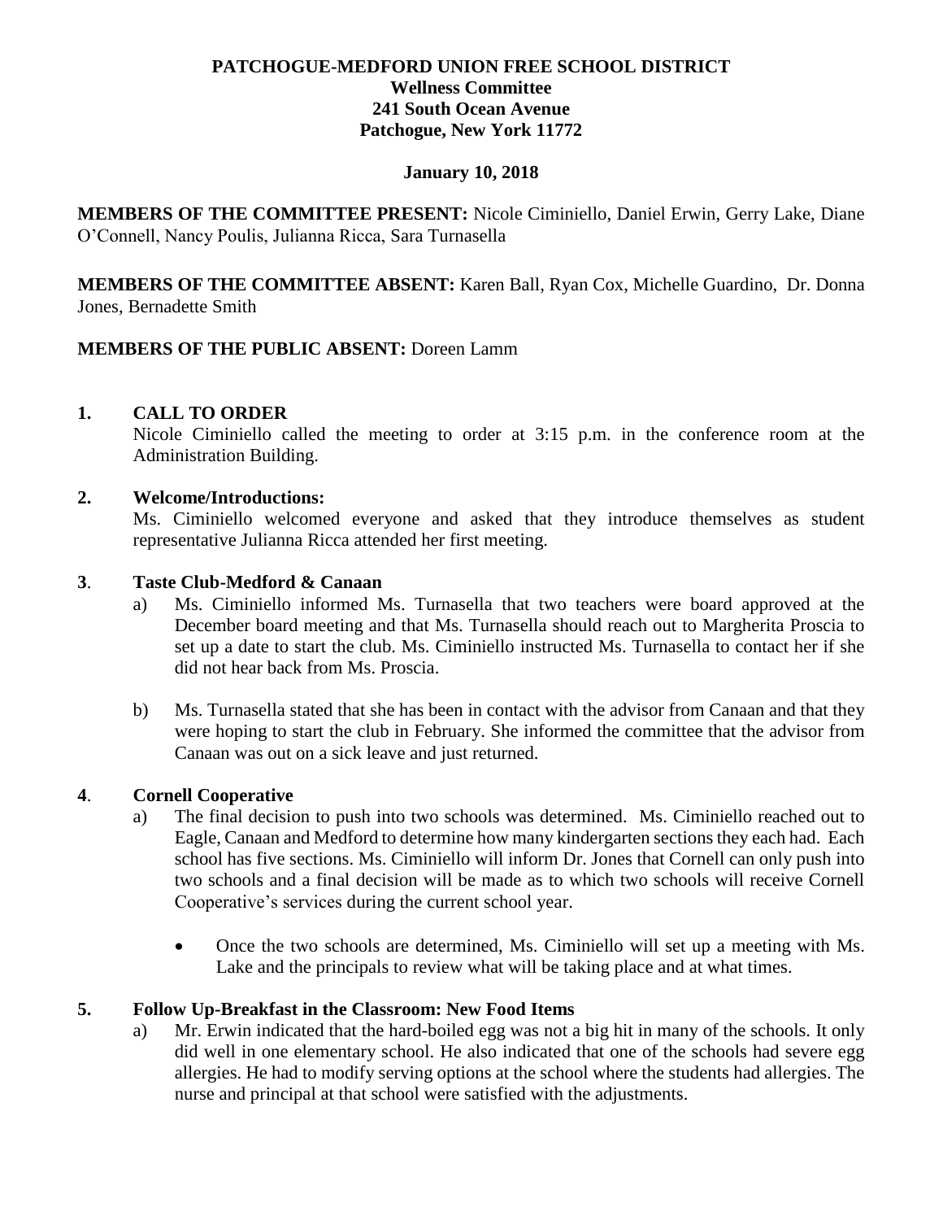**PATCHOGUE-MEDFORD UNION FREE SCHOOL DISTRICT**
**Wellness Committee**
**241 South Ocean Avenue**
**Patchogue, New York 11772**

**January 10, 2018**

**MEMBERS OF THE COMMITTEE PRESENT:** Nicole Ciminiello, Daniel Erwin, Gerry Lake, Diane O'Connell, Nancy Poulis, Julianna Ricca, Sara Turnasella

**MEMBERS OF THE COMMITTEE ABSENT:** Karen Ball, Ryan Cox, Michelle Guardino, Dr. Donna Jones, Bernadette Smith

**MEMBERS OF THE PUBLIC ABSENT:** Doreen Lamm

## 1. CALL TO ORDER

Nicole Ciminiello called the meeting to order at 3:15 p.m. in the conference room at the Administration Building.

## 2. Welcome/Introductions:

Ms. Ciminiello welcomed everyone and asked that they introduce themselves as student representative Julianna Ricca attended her first meeting.

## 3. Taste Club-Medford & Canaan

a) Ms. Ciminiello informed Ms. Turnasella that two teachers were board approved at the December board meeting and that Ms. Turnasella should reach out to Margherita Proscia to set up a date to start the club. Ms. Ciminiello instructed Ms. Turnasella to contact her if she did not hear back from Ms. Proscia.

b) Ms. Turnasella stated that she has been in contact with the advisor from Canaan and that they were hoping to start the club in February. She informed the committee that the advisor from Canaan was out on a sick leave and just returned.

## 4. Cornell Cooperative

a) The final decision to push into two schools was determined. Ms. Ciminiello reached out to Eagle, Canaan and Medford to determine how many kindergarten sections they each had. Each school has five sections. Ms. Ciminiello will inform Dr. Jones that Cornell can only push into two schools and a final decision will be made as to which two schools will receive Cornell Cooperative's services during the current school year.

- Once the two schools are determined, Ms. Ciminiello will set up a meeting with Ms. Lake and the principals to review what will be taking place and at what times.

## 5. Follow Up-Breakfast in the Classroom: New Food Items

a) Mr. Erwin indicated that the hard-boiled egg was not a big hit in many of the schools. It only did well in one elementary school. He also indicated that one of the schools had severe egg allergies. He had to modify serving options at the school where the students had allergies. The nurse and principal at that school were satisfied with the adjustments.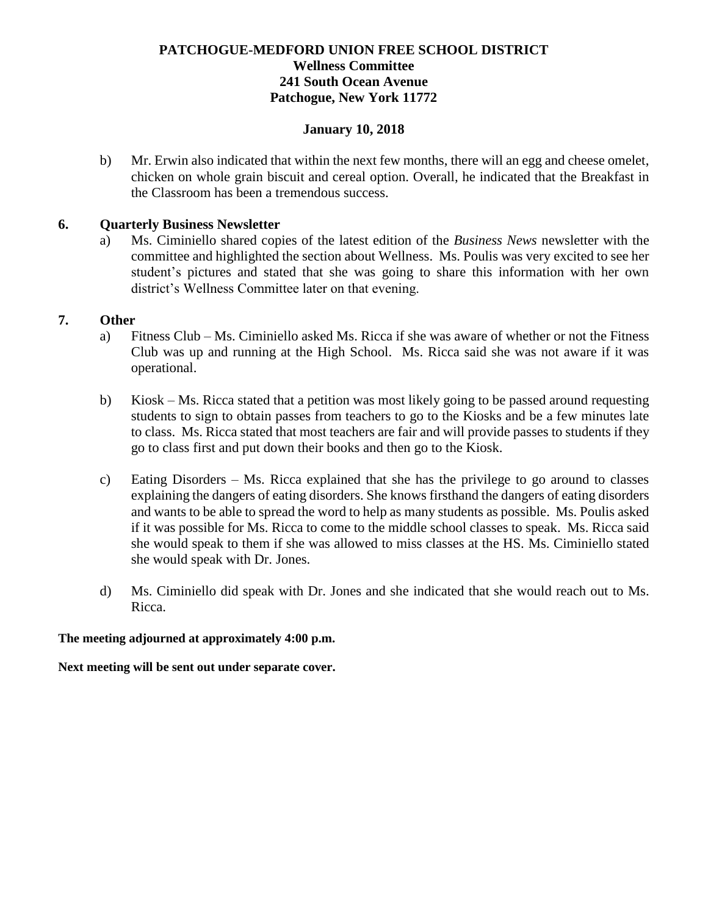**PATCHOGUE-MEDFORD UNION FREE SCHOOL DISTRICT**
**Wellness Committee**
**241 South Ocean Avenue**
**Patchogue, New York 11772**

**January 10, 2018**

b) Mr. Erwin also indicated that within the next few months, there will an egg and cheese omelet, chicken on whole grain biscuit and cereal option. Overall, he indicated that the Breakfast in the Classroom has been a tremendous success.

## 6. Quarterly Business Newsletter

a) Ms. Ciminiello shared copies of the latest edition of the *Business News* newsletter with the committee and highlighted the section about Wellness. Ms. Poulis was very excited to see her student's pictures and stated that she was going to share this information with her own district's Wellness Committee later on that evening.

## 7. Other

a) Fitness Club – Ms. Ciminiello asked Ms. Ricca if she was aware of whether or not the Fitness Club was up and running at the High School. Ms. Ricca said she was not aware if it was operational.

b) Kiosk – Ms. Ricca stated that a petition was most likely going to be passed around requesting students to sign to obtain passes from teachers to go to the Kiosks and be a few minutes late to class. Ms. Ricca stated that most teachers are fair and will provide passes to students if they go to class first and put down their books and then go to the Kiosk.

c) Eating Disorders – Ms. Ricca explained that she has the privilege to go around to classes explaining the dangers of eating disorders. She knows firsthand the dangers of eating disorders and wants to be able to spread the word to help as many students as possible. Ms. Poulis asked if it was possible for Ms. Ricca to come to the middle school classes to speak. Ms. Ricca said she would speak to them if she was allowed to miss classes at the HS. Ms. Ciminiello stated she would speak with Dr. Jones.

d) Ms. Ciminiello did speak with Dr. Jones and she indicated that she would reach out to Ms. Ricca.

**The meeting adjourned at approximately 4:00 p.m.**

**Next meeting will be sent out under separate cover.**